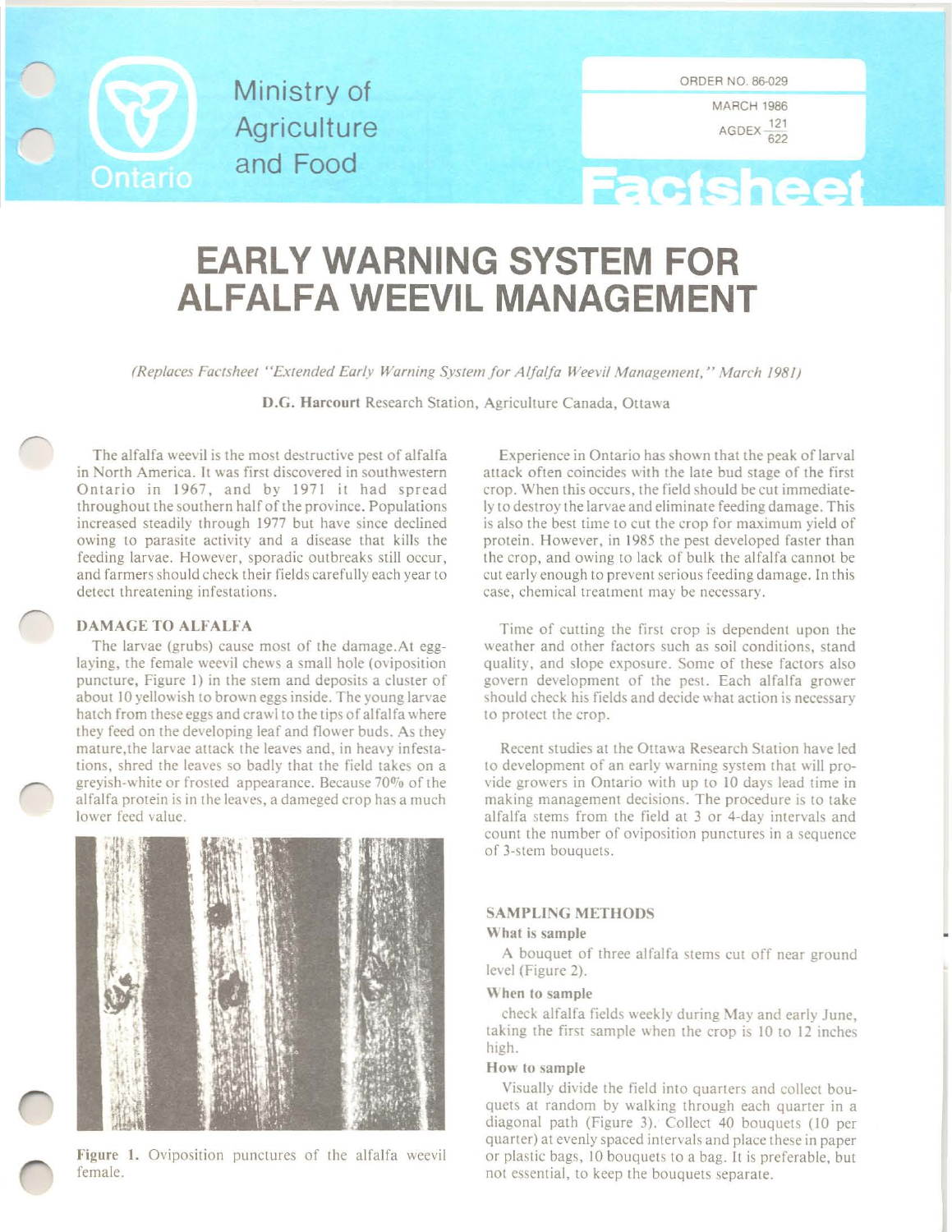Ministry of Agriculture and Food

Ontario

ORDER NO. 86-029

MARCH 1986

AGDEX $\frac{121}{622}$

Factsheet

# EARLY WARNING SYSTEM FOR ALFALFA WEEVIL MANAGEMENT

*(Replaces Factsheet "Extended Early Warning System for Alfalfa Weevil Management," March 1981)*

**D.G. Harcourt** Research Station, Agriculture Canada, Ottawa

The alfalfa weevil is the most destructive pest of alfalfa in North America. It was first discovered in southwestern Ontario in 1967, and by 1971 it had spread throughout the southern half of the province. Populations increased steadily through 1977 but have since declined owing to parasite activity and a disease that kills the feeding larvae. However, sporadic outbreaks still occur, and farmers should check their fields carefully each year to detect threatening infestations.

## DAMAGE TO ALFALFA

The larvae (grubs) cause most of the damage. At egg-laying, the female weevil chews a small hole (oviposition puncture, Figure 1) in the stem and deposits a cluster of about 10 yellowish to brown eggs inside. The young larvae hatch from these eggs and crawl to the tips of alfalfa where they feed on the developing leaf and flower buds. As they mature, the larvae attack the leaves and, in heavy infestations, shred the leaves so badly that the field takes on a greyish-white or frosted appearance. Because 70% of the alfalfa protein is in the leaves, a dameged crop has a much lower feed value.

**Figure 1.** Oviposition punctures of the alfalfa weevil female.

Experience in Ontario has shown that the peak of larval attack often coincides with the late bud stage of the first crop. When this occurs, the field should be cut immediately to destroy the larvae and eliminate feeding damage. This is also the best time to cut the crop for maximum yield of protein. However, in 1985 the pest developed faster than the crop, and owing to lack of bulk the alfalfa cannot be cut early enough to prevent serious feeding damage. In this case, chemical treatment may be necessary.

Time of cutting the first crop is dependent upon the weather and other factors such as soil conditions, stand quality, and slope exposure. Some of these factors also govern development of the pest. Each alfalfa grower should check his fields and decide what action is necessary to protect the crop.

Recent studies at the Ottawa Research Station have led to development of an early warning system that will provide growers in Ontario with up to 10 days lead time in making management decisions. The procedure is to take alfalfa stems from the field at 3 or 4-day intervals and count the number of oviposition punctures in a sequence of 3-stem bouquets.

## SAMPLING METHODS

### What is sample

A bouquet of three alfalfa stems cut off near ground level (Figure 2).

### When to sample

check alfalfa fields weekly during May and early June, taking the first sample when the crop is 10 to 12 inches high.

### How to sample

Visually divide the field into quarters and collect bouquets at random by walking through each quarter in a diagonal path (Figure 3). Collect 40 bouquets (10 per quarter) at evenly spaced intervals and place these in paper or plastic bags, 10 bouquets to a bag. It is preferable, but not essential, to keep the bouquets separate.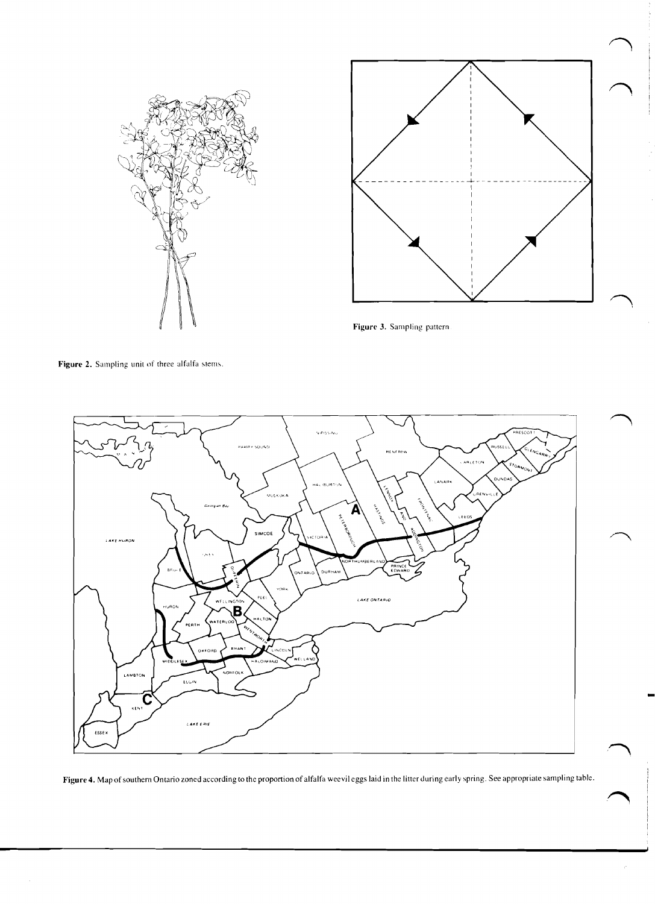Figure 3. Sampling pattern.

Figure 2. Sampling unit of three alfalfa stems.

Figure 4. Map of southern Ontario zoned according to the proportion of alfalfa weevil eggs laid in the litter during early spring. See appropriate sampling table.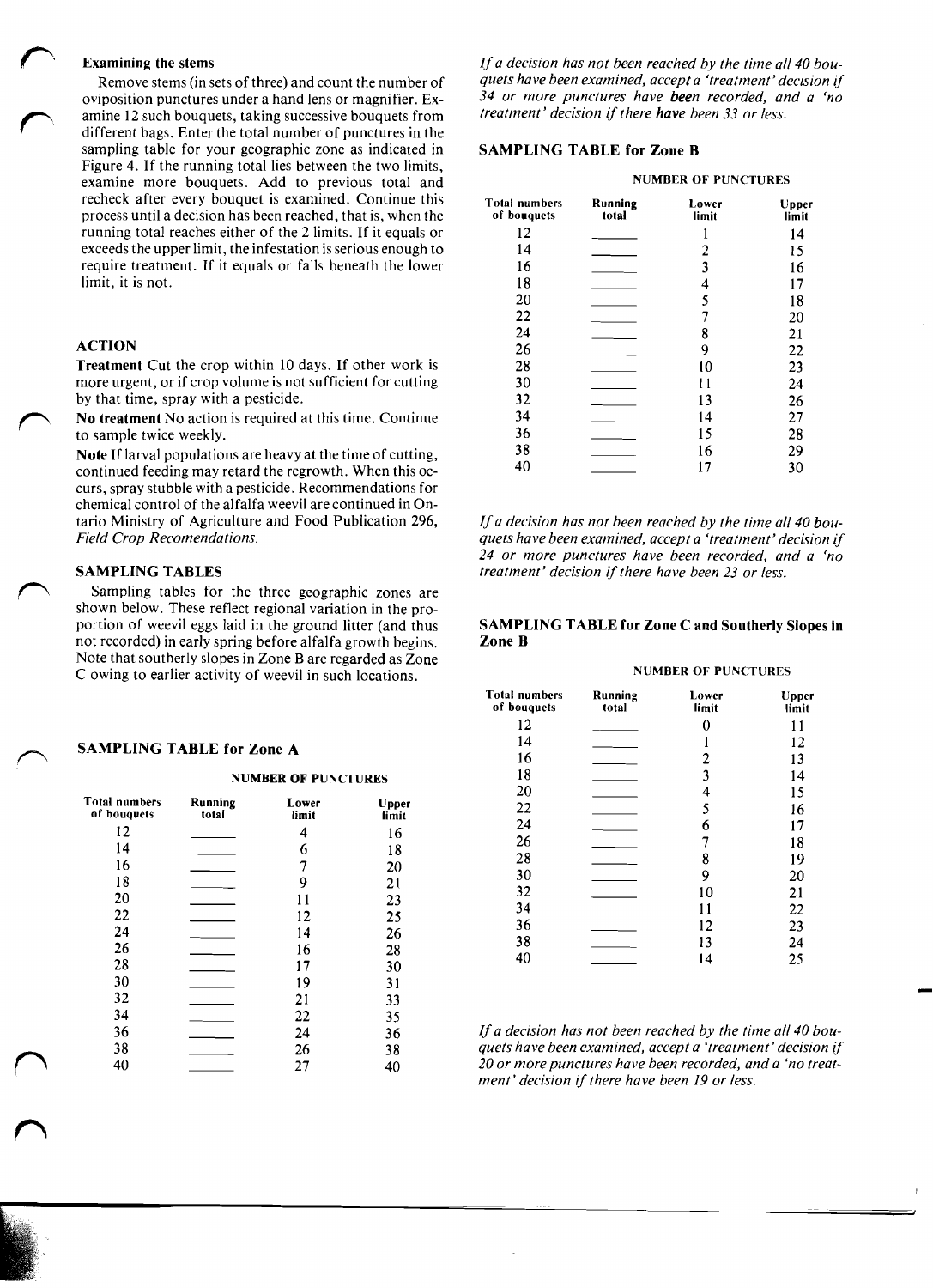### Examining the stems

Remove stems (in sets of three) and count the number of oviposition punctures under a hand lens or magnifier. Examine 12 such bouquets, taking successive bouquets from different bags. Enter the total number of punctures in the sampling table for your geographic zone as indicated in Figure 4. If the running total lies between the two limits, examine more bouquets. Add to previous total and recheck after every bouquet is examined. Continue this process until a decision has been reached, that is, when the running total reaches either of the 2 limits. If it equals or exceeds the upper limit, the infestation is serious enough to require treatment. If it equals or falls beneath the lower limit, it is not.

## ACTION

**Treatment** Cut the crop within 10 days. If other work is more urgent, or if crop volume is not sufficient for cutting by that time, spray with a pesticide.

**No treatment** No action is required at this time. Continue to sample twice weekly.

**Note** If larval populations are heavy at the time of cutting, continued feeding may retard the regrowth. When this occurs, spray stubble with a pesticide. Recommendations for chemical control of the alfalfa weevil are continued in Ontario Ministry of Agriculture and Food Publication 296, *Field Crop Recomendations.*

## SAMPLING TABLES

Sampling tables for the three geographic zones are shown below. These reflect regional variation in the proportion of weevil eggs laid in the ground litter (and thus not recorded) in early spring before alfalfa growth begins. Note that southerly slopes in Zone B are regarded as Zone C owing to earlier activity of weevil in such locations.

## SAMPLING TABLE for Zone A

| | NUMBER OF PUNCTURES | | |
|---|---|---|---|
| Total numbers of bouquets | Running total | Lower limit | Upper limit |
| 12 | ______ | 4 | 16 |
| 14 | ______ | 6 | 18 |
| 16 | ______ | 7 | 20 |
| 18 | ______ | 9 | 21 |
| 20 | ______ | 11 | 23 |
| 22 | ______ | 12 | 25 |
| 24 | ______ | 14 | 26 |
| 26 | ______ | 16 | 28 |
| 28 | ______ | 17 | 30 |
| 30 | ______ | 19 | 31 |
| 32 | ______ | 21 | 33 |
| 34 | ______ | 22 | 35 |
| 36 | ______ | 24 | 36 |
| 38 | ______ | 26 | 38 |
| 40 | ______ | 27 | 40 |

*If a decision has not been reached by the time all 40 bouquets have been examined, accept a 'treatment' decision if 34 or more punctures have* ***been*** *recorded, and a 'no treatment' decision if there* ***have*** *been 33 or less.*

## SAMPLING TABLE for Zone B

| | NUMBER OF PUNCTURES | | |
|---|---|---|---|
| Total numbers of bouquets | Running total | Lower limit | Upper limit |
| 12 | ______ | 1 | 14 |
| 14 | ______ | 2 | 15 |
| 16 | ______ | 3 | 16 |
| 18 | ______ | 4 | 17 |
| 20 | ______ | 5 | 18 |
| 22 | ______ | 7 | 20 |
| 24 | ______ | 8 | 21 |
| 26 | ______ | 9 | 22 |
| 28 | ______ | 10 | 23 |
| 30 | ______ | 11 | 24 |
| 32 | ______ | 13 | 26 |
| 34 | ______ | 14 | 27 |
| 36 | ______ | 15 | 28 |
| 38 | ______ | 16 | 29 |
| 40 | ______ | 17 | 30 |

*If a decision has not been reached by the time all 40 bouquets have been examined, accept a 'treatment' decision if 24 or more punctures have been recorded, and a 'no treatment' decision if there have been 23 or less.*

## SAMPLING TABLE for Zone C and Southerly Slopes in Zone B

| | NUMBER OF PUNCTURES | | |
|---|---|---|---|
| Total numbers of bouquets | Running total | Lower limit | Upper limit |
| 12 | ______ | 0 | 11 |
| 14 | ______ | 1 | 12 |
| 16 | ______ | 2 | 13 |
| 18 | ______ | 3 | 14 |
| 20 | ______ | 4 | 15 |
| 22 | ______ | 5 | 16 |
| 24 | ______ | 6 | 17 |
| 26 | ______ | 7 | 18 |
| 28 | ______ | 8 | 19 |
| 30 | ______ | 9 | 20 |
| 32 | ______ | 10 | 21 |
| 34 | ______ | 11 | 22 |
| 36 | ______ | 12 | 23 |
| 38 | ______ | 13 | 24 |
| 40 | ______ | 14 | 25 |

*If a decision has not been reached by the time all 40 bouquets have been examined, accept a 'treatment' decision if 20 or more punctures have been recorded, and a 'no treatment' decision if there have been 19 or less.*